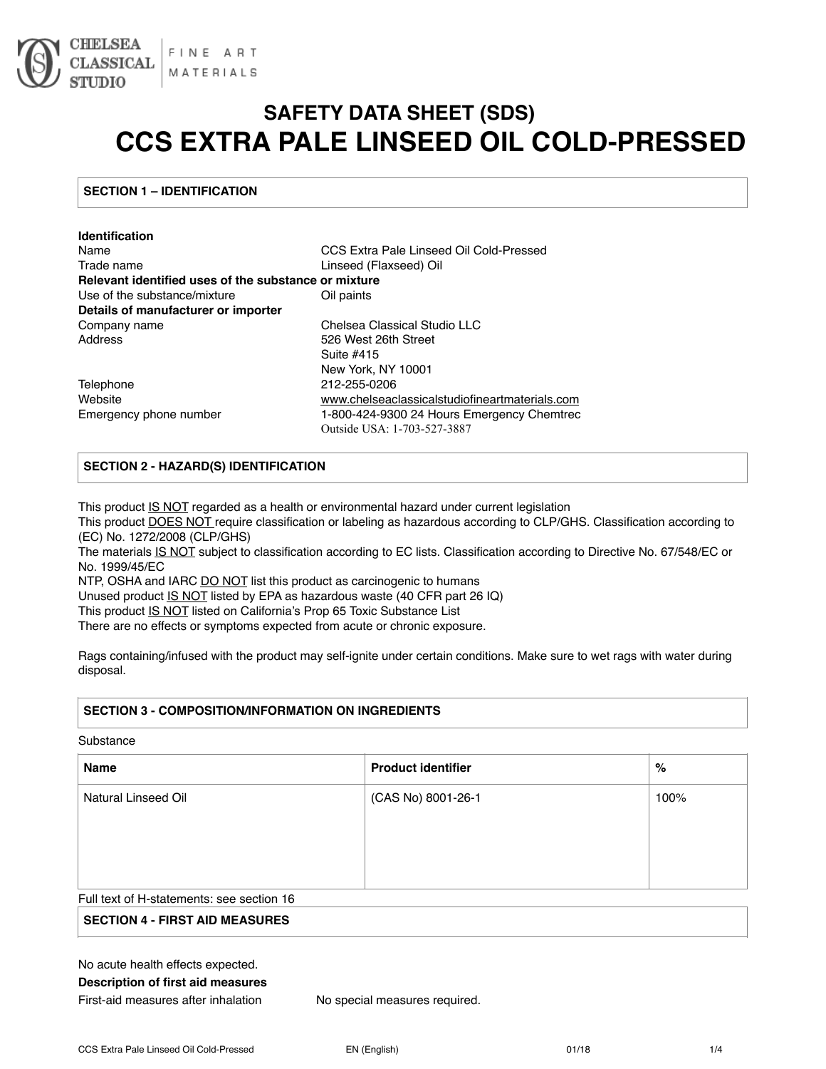CHELSEA CLASSICAL STUDIO | FINE ART MATERIALS

# SAFETY DATA SHEET (SDS)
# CCS EXTRA PALE LINSEED OIL COLD-PRESSED

## SECTION 1 – IDENTIFICATION

**Identification**

| | |
|---|---|
| Name | CCS Extra Pale Linseed Oil Cold-Pressed |
| Trade name | Linseed (Flaxseed) Oil |
| **Relevant identified uses of the substance or mixture** | |
| Use of the substance/mixture | Oil paints |
| **Details of manufacturer or importer** | |
| Company name | Chelsea Classical Studio LLC |
| Address | 526 West 26th Street<br>Suite #415<br>New York, NY 10001 |
| Telephone | 212-255-0206 |
| Website | www.chelseaclassicalstudiofineartmaterials.com |
| Emergency phone number | 1-800-424-9300 24 Hours Emergency Chemtrec<br>Outside USA: 1-703-527-3887 |

## SECTION 2 - HAZARD(S) IDENTIFICATION

This product IS NOT regarded as a health or environmental hazard under current legislation
This product DOES NOT require classification or labeling as hazardous according to CLP/GHS. Classification according to (EC) No. 1272/2008 (CLP/GHS)
The materials IS NOT subject to classification according to EC lists. Classification according to Directive No. 67/548/EC or No. 1999/45/EC
NTP, OSHA and IARC DO NOT list this product as carcinogenic to humans
Unused product IS NOT listed by EPA as hazardous waste (40 CFR part 26 IQ)
This product IS NOT listed on California's Prop 65 Toxic Substance List
There are no effects or symptoms expected from acute or chronic exposure.

Rags containing/infused with the product may self-ignite under certain conditions. Make sure to wet rags with water during disposal.

## SECTION 3 - COMPOSITION/INFORMATION ON INGREDIENTS

Substance

| Name | Product identifier | % |
|---|---|---|
| Natural Linseed Oil | (CAS No) 8001-26-1 | 100% |

Full text of H-statements: see section 16

## SECTION 4 - FIRST AID MEASURES

No acute health effects expected.

**Description of first aid measures**

First-aid measures after inhalation — No special measures required.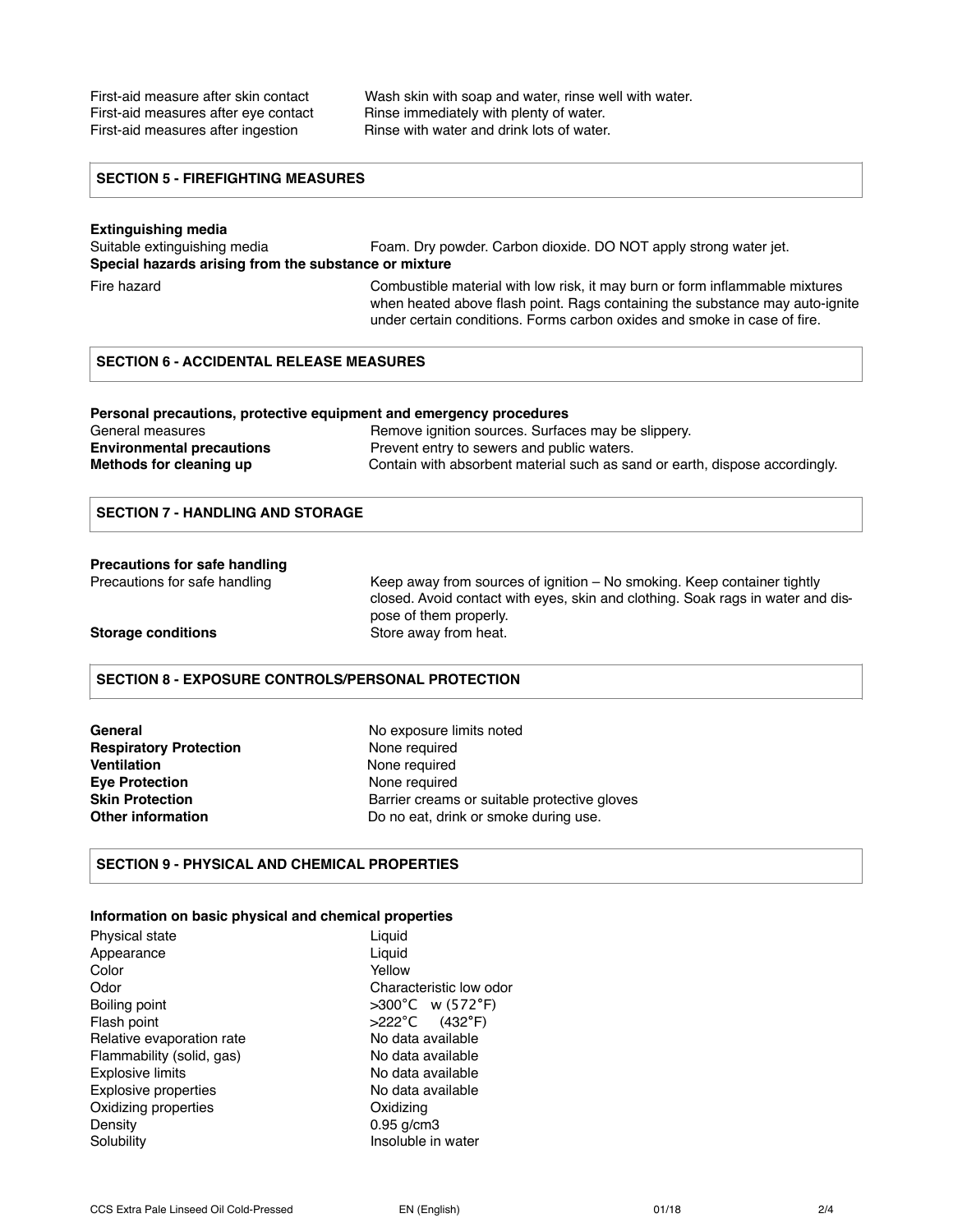| | |
|---|---|
| First-aid measure after skin contact | Wash skin with soap and water, rinse well with water. |
| First-aid measures after eye contact | Rinse immediately with plenty of water. |
| First-aid measures after ingestion | Rinse with water and drink lots of water. |

## SECTION 5 - FIREFIGHTING MEASURES

**Extinguishing media**

| | |
|---|---|
| Suitable extinguishing media | Foam. Dry powder. Carbon dioxide. DO NOT apply strong water jet. |

**Special hazards arising from the substance or mixture**

| | |
|---|---|
| Fire hazard | Combustible material with low risk, it may burn or form inflammable mixtures when heated above flash point. Rags containing the substance may auto-ignite under certain conditions. Forms carbon oxides and smoke in case of fire. |

## SECTION 6 - ACCIDENTAL RELEASE MEASURES

**Personal precautions, protective equipment and emergency procedures**

| | |
|---|---|
| General measures | Remove ignition sources. Surfaces may be slippery. |
| **Environmental precautions** | Prevent entry to sewers and public waters. |
| **Methods for cleaning up** | Contain with absorbent material such as sand or earth, dispose accordingly. |

## SECTION 7 - HANDLING AND STORAGE

**Precautions for safe handling**

| | |
|---|---|
| Precautions for safe handling | Keep away from sources of ignition – No smoking. Keep container tightly closed. Avoid contact with eyes, skin and clothing. Soak rags in water and dispose of them properly. |
| **Storage conditions** | Store away from heat. |

## SECTION 8 - EXPOSURE CONTROLS/PERSONAL PROTECTION

| | |
|---|---|
| **General** | No exposure limits noted |
| **Respiratory Protection** | None required |
| **Ventilation** | None required |
| **Eye Protection** | None required |
| **Skin Protection** | Barrier creams or suitable protective gloves |
| **Other information** | Do no eat, drink or smoke during use. |

## SECTION 9 - PHYSICAL AND CHEMICAL PROPERTIES

**Information on basic physical and chemical properties**

| | |
|---|---|
| Physical state | Liquid |
| Appearance | Liquid |
| Color | Yellow |
| Odor | Characteristic low odor |
| Boiling point | >300°C w (572°F) |
| Flash point | >222°C (432°F) |
| Relative evaporation rate | No data available |
| Flammability (solid, gas) | No data available |
| Explosive limits | No data available |
| Explosive properties | No data available |
| Oxidizing properties | Oxidizing |
| Density | 0.95 g/cm3 |
| Solubility | Insoluble in water |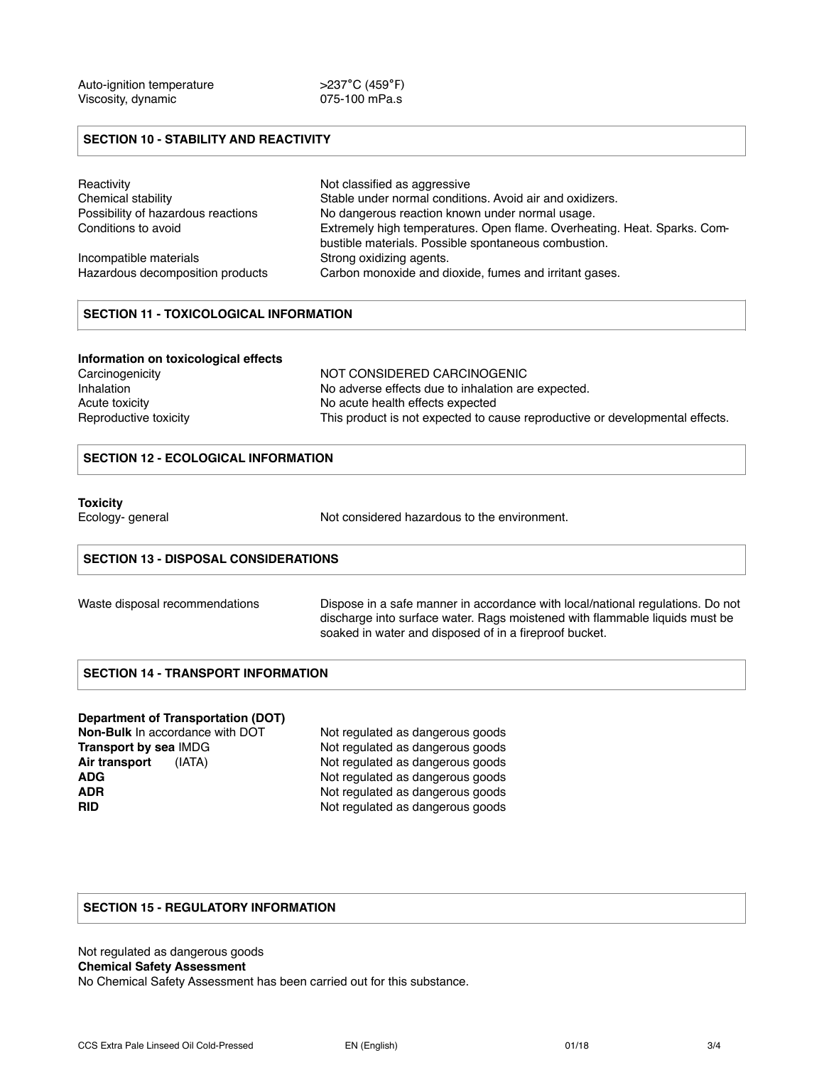| | |
|---|---|
| Auto-ignition temperature | >237°C (459°F) |
| Viscosity, dynamic | 075-100 mPa.s |

## SECTION 10 - STABILITY AND REACTIVITY

| | |
|---|---|
| Reactivity | Not classified as aggressive |
| Chemical stability | Stable under normal conditions. Avoid air and oxidizers. |
| Possibility of hazardous reactions | No dangerous reaction known under normal usage. |
| Conditions to avoid | Extremely high temperatures. Open flame. Overheating. Heat. Sparks. Combustible materials. Possible spontaneous combustion. |
| Incompatible materials | Strong oxidizing agents. |
| Hazardous decomposition products | Carbon monoxide and dioxide, fumes and irritant gases. |

## SECTION 11 - TOXICOLOGICAL INFORMATION

**Information on toxicological effects**

| | |
|---|---|
| Carcinogenicity | NOT CONSIDERED CARCINOGENIC |
| Inhalation | No adverse effects due to inhalation are expected. |
| Acute toxicity | No acute health effects expected |
| Reproductive toxicity | This product is not expected to cause reproductive or developmental effects. |

## SECTION 12 - ECOLOGICAL INFORMATION

**Toxicity**

| | |
|---|---|
| Ecology- general | Not considered hazardous to the environment. |

## SECTION 13 - DISPOSAL CONSIDERATIONS

| | |
|---|---|
| Waste disposal recommendations | Dispose in a safe manner in accordance with local/national regulations. Do not discharge into surface water. Rags moistened with flammable liquids must be soaked in water and disposed of in a fireproof bucket. |

## SECTION 14 - TRANSPORT INFORMATION

**Department of Transportation (DOT)**

| | |
|---|---|
| **Non-Bulk** In accordance with DOT | Not regulated as dangerous goods |
| **Transport by sea** IMDG | Not regulated as dangerous goods |
| **Air transport** (IATA) | Not regulated as dangerous goods |
| **ADG** | Not regulated as dangerous goods |
| **ADR** | Not regulated as dangerous goods |
| **RID** | Not regulated as dangerous goods |

## SECTION 15 - REGULATORY INFORMATION

Not regulated as dangerous goods

**Chemical Safety Assessment**

No Chemical Safety Assessment has been carried out for this substance.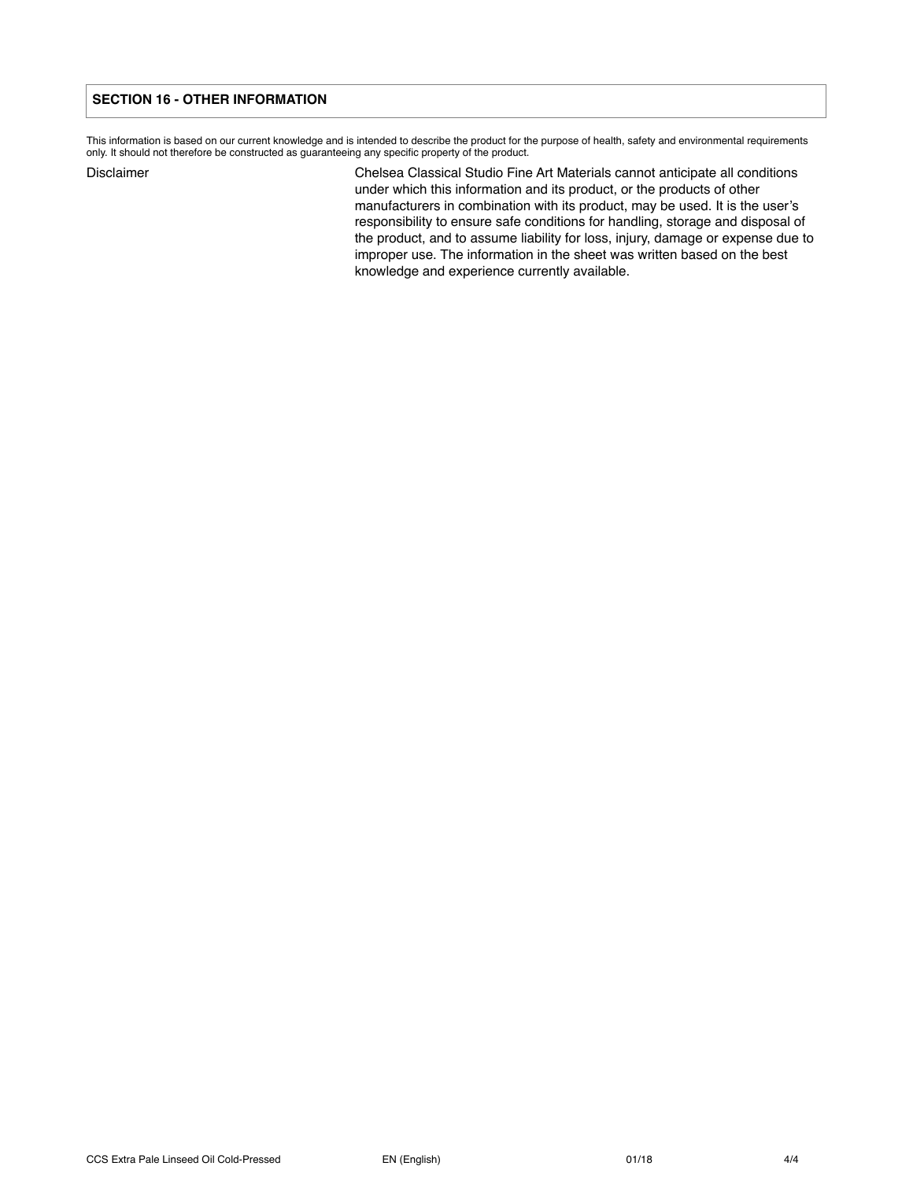## SECTION 16 - OTHER INFORMATION

This information is based on our current knowledge and is intended to describe the product for the purpose of health, safety and environmental requirements only. It should not therefore be constructed as guaranteeing any specific property of the product.

| | |
|---|---|
| Disclaimer | Chelsea Classical Studio Fine Art Materials cannot anticipate all conditions under which this information and its product, or the products of other manufacturers in combination with its product, may be used. It is the user's responsibility to ensure safe conditions for handling, storage and disposal of the product, and to assume liability for loss, injury, damage or expense due to improper use. The information in the sheet was written based on the best knowledge and experience currently available. |